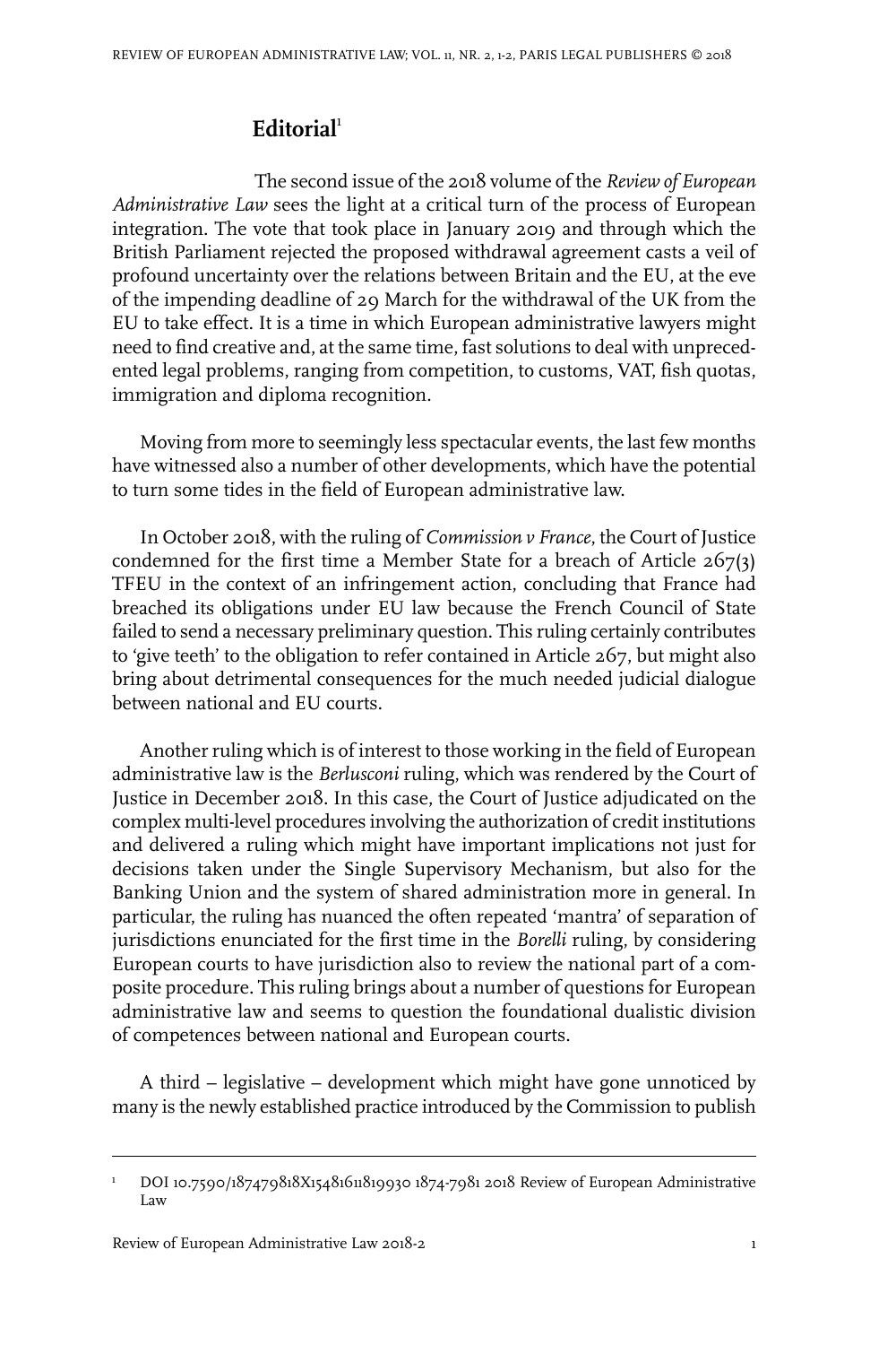# Editorial[1]

The second issue of the 2018 volume of the *Review of European Administrative Law* sees the light at a critical turn of the process of European integration. The vote that took place in January 2019 and through which the British Parliament rejected the proposed withdrawal agreement casts a veil of profound uncertainty over the relations between Britain and the EU, at the eve of the impending deadline of 29 March for the withdrawal of the UK from the EU to take effect. It is a time in which European administrative lawyers might need to find creative and, at the same time, fast solutions to deal with unprecedented legal problems, ranging from competition, to customs, VAT, fish quotas, immigration and diploma recognition.

Moving from more to seemingly less spectacular events, the last few months have witnessed also a number of other developments, which have the potential to turn some tides in the field of European administrative law.

In October 2018, with the ruling of *Commission v France*, the Court of Justice condemned for the first time a Member State for a breach of Article 267(3) TFEU in the context of an infringement action, concluding that France had breached its obligations under EU law because the French Council of State failed to send a necessary preliminary question. This ruling certainly contributes to 'give teeth' to the obligation to refer contained in Article 267, but might also bring about detrimental consequences for the much needed judicial dialogue between national and EU courts.

Another ruling which is of interest to those working in the field of European administrative law is the *Berlusconi* ruling, which was rendered by the Court of Justice in December 2018. In this case, the Court of Justice adjudicated on the complex multi-level procedures involving the authorization of credit institutions and delivered a ruling which might have important implications not just for decisions taken under the Single Supervisory Mechanism, but also for the Banking Union and the system of shared administration more in general. In particular, the ruling has nuanced the often repeated 'mantra' of separation of jurisdictions enunciated for the first time in the *Borelli* ruling, by considering European courts to have jurisdiction also to review the national part of a composite procedure. This ruling brings about a number of questions for European administrative law and seems to question the foundational dualistic division of competences between national and European courts.

A third – legislative – development which might have gone unnoticed by many is the newly established practice introduced by the Commission to publish

---

[1] DOI 10.7590/187479818X15481611819930 1874-7981 2018 Review of European Administrative Law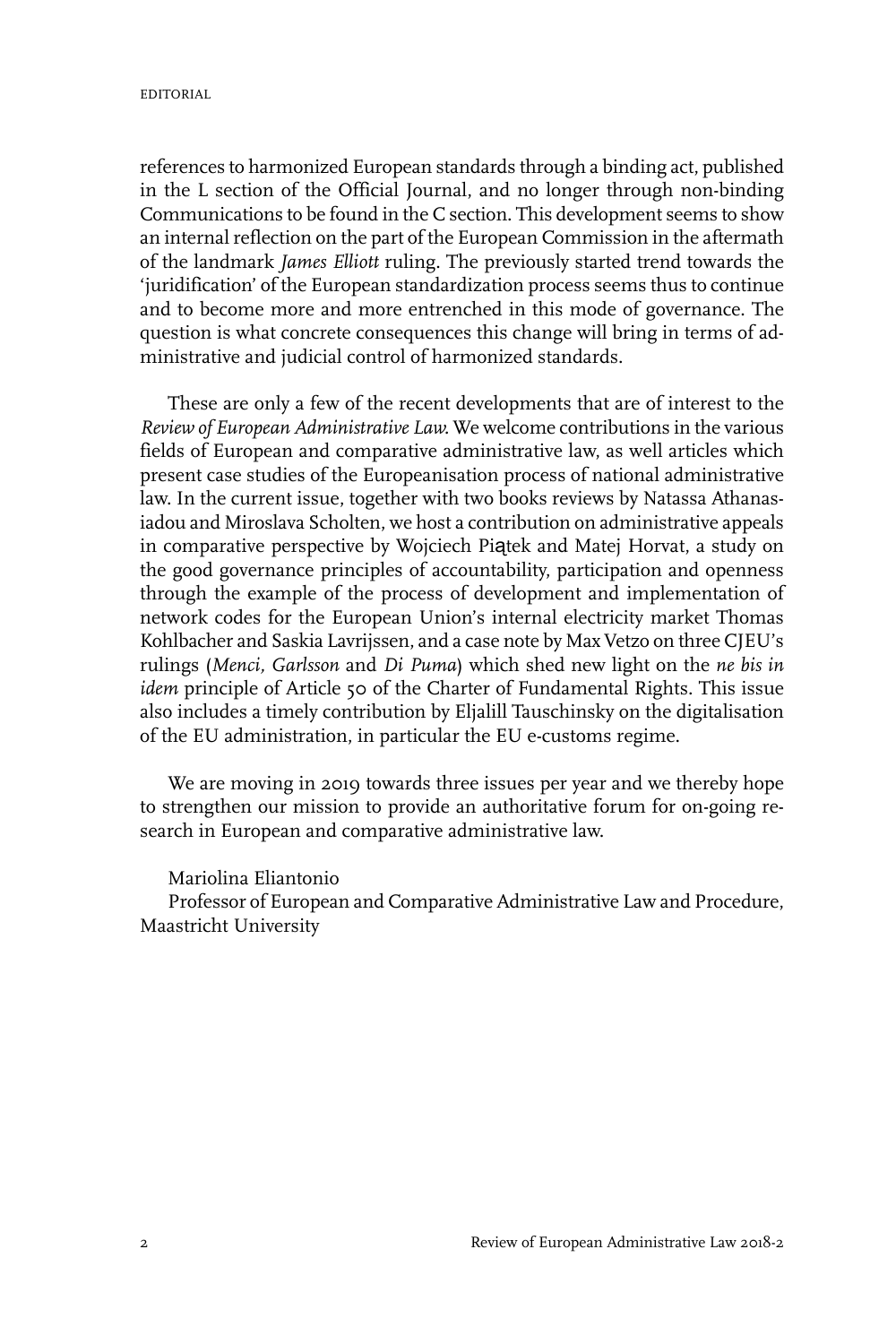references to harmonized European standards through a binding act, published in the L section of the Official Journal, and no longer through non-binding Communications to be found in the C section. This development seems to show an internal reflection on the part of the European Commission in the aftermath of the landmark *James Elliott* ruling. The previously started trend towards the 'juridification' of the European standardization process seems thus to continue and to become more and more entrenched in this mode of governance. The question is what concrete consequences this change will bring in terms of administrative and judicial control of harmonized standards.

These are only a few of the recent developments that are of interest to the *Review of European Administrative Law*. We welcome contributions in the various fields of European and comparative administrative law, as well articles which present case studies of the Europeanisation process of national administrative law. In the current issue, together with two books reviews by Natassa Athanasiadou and Miroslava Scholten, we host a contribution on administrative appeals in comparative perspective by Wojciech Piątek and Matej Horvat, a study on the good governance principles of accountability, participation and openness through the example of the process of development and implementation of network codes for the European Union's internal electricity market Thomas Kohlbacher and Saskia Lavrijssen, and a case note by Max Vetzo on three CJEU's rulings (*Menci, Garlsson* and *Di Puma*) which shed new light on the *ne bis in idem* principle of Article 50 of the Charter of Fundamental Rights. This issue also includes a timely contribution by Eljalill Tauschinsky on the digitalisation of the EU administration, in particular the EU e-customs regime.

We are moving in 2019 towards three issues per year and we thereby hope to strengthen our mission to provide an authoritative forum for on-going research in European and comparative administrative law.

Mariolina Eliantonio
Professor of European and Comparative Administrative Law and Procedure, Maastricht University